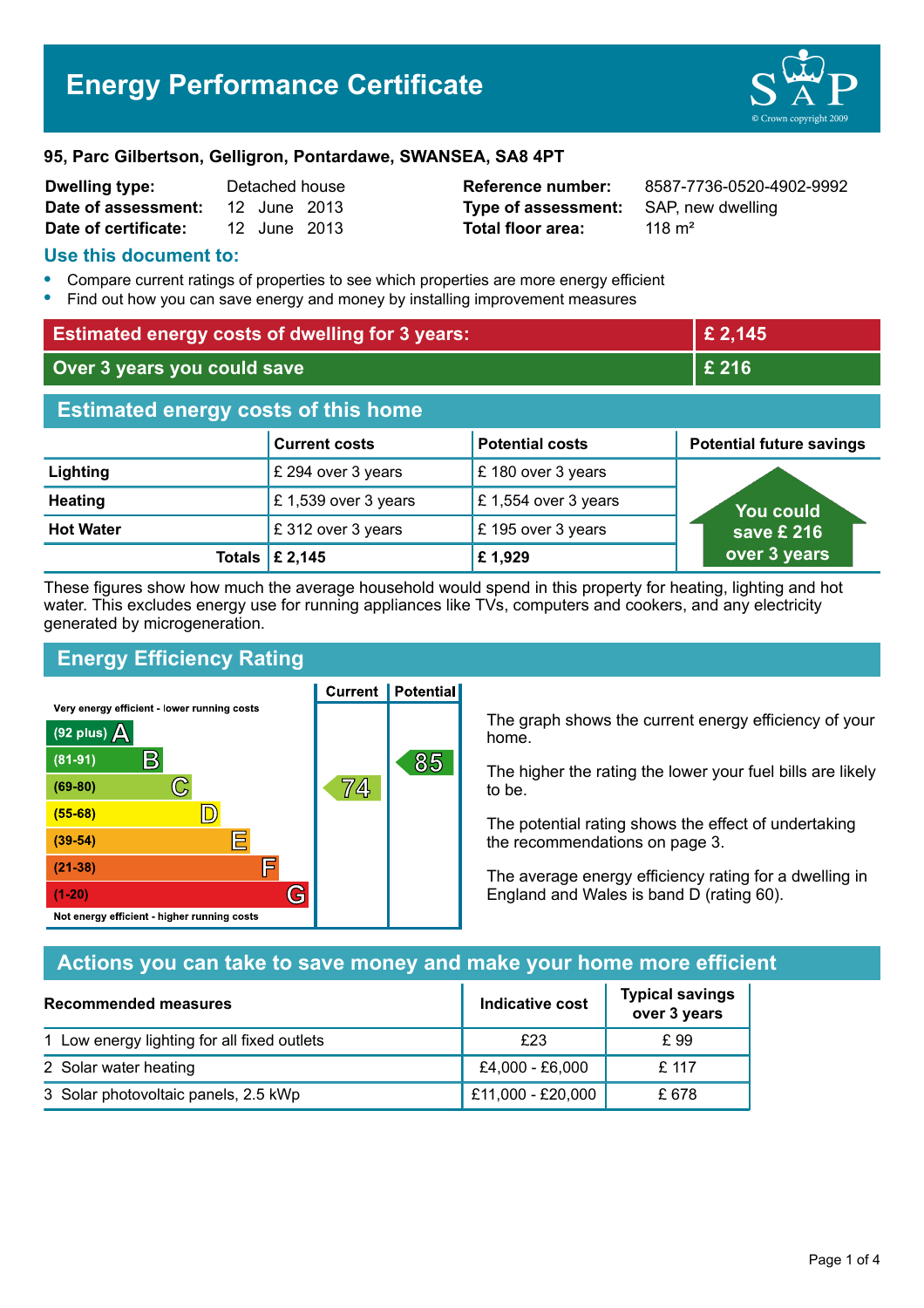# Energy Performance Certificate

**95, Parc Gilbertson, Gelligron, Pontardawe, SWANSEA, SA8 4PT**

| | | | |
|---|---|---|---|
| **Dwelling type:** | Detached house | **Reference number:** | 8587-7736-0520-4902-9992 |
| **Date of assessment:** | 12 June 2013 | **Type of assessment:** | SAP, new dwelling |
| **Date of certificate:** | 12 June 2013 | **Total floor area:** | 118 m² |

## Use this document to:

- Compare current ratings of properties to see which properties are more energy efficient
- Find out how you can save energy and money by installing improvement measures

| | |
|---|---|
| **Estimated energy costs of dwelling for 3 years:** | **£ 2,145** |
| **Over 3 years you could save** | **£ 216** |

## Estimated energy costs of this home

| | Current costs | Potential costs | Potential future savings |
|---|---|---|---|
| **Lighting** | £ 294 over 3 years | £ 180 over 3 years | You could save £ 216 over 3 years |
| **Heating** | £ 1,539 over 3 years | £ 1,554 over 3 years | |
| **Hot Water** | £ 312 over 3 years | £ 195 over 3 years | |
| **Totals** | **£ 2,145** | **£ 1,929** | |

These figures show how much the average household would spend in this property for heating, lighting and hot water. This excludes energy use for running appliances like TVs, computers and cookers, and any electricity generated by microgeneration.

## Energy Efficiency Rating

| Rating | Current | Potential |
|---|---|---|
| Very energy efficient - lower running costs | | |
| (92 plus) A | | |
| (81-91) B | | 85 |
| (69-80) C | 74 | |
| (55-68) D | | |
| (39-54) E | | |
| (21-38) F | | |
| (1-20) G | | |
| Not energy efficient - higher running costs | | |

The graph shows the current energy efficiency of your home.

The higher the rating the lower your fuel bills are likely to be.

The potential rating shows the effect of undertaking the recommendations on page 3.

The average energy efficiency rating for a dwelling in England and Wales is band D (rating 60).

## Actions you can take to save money and make your home more efficient

| Recommended measures | Indicative cost | Typical savings over 3 years |
|---|---|---|
| 1 Low energy lighting for all fixed outlets | £23 | £ 99 |
| 2 Solar water heating | £4,000 - £6,000 | £ 117 |
| 3 Solar photovoltaic panels, 2.5 kWp | £11,000 - £20,000 | £ 678 |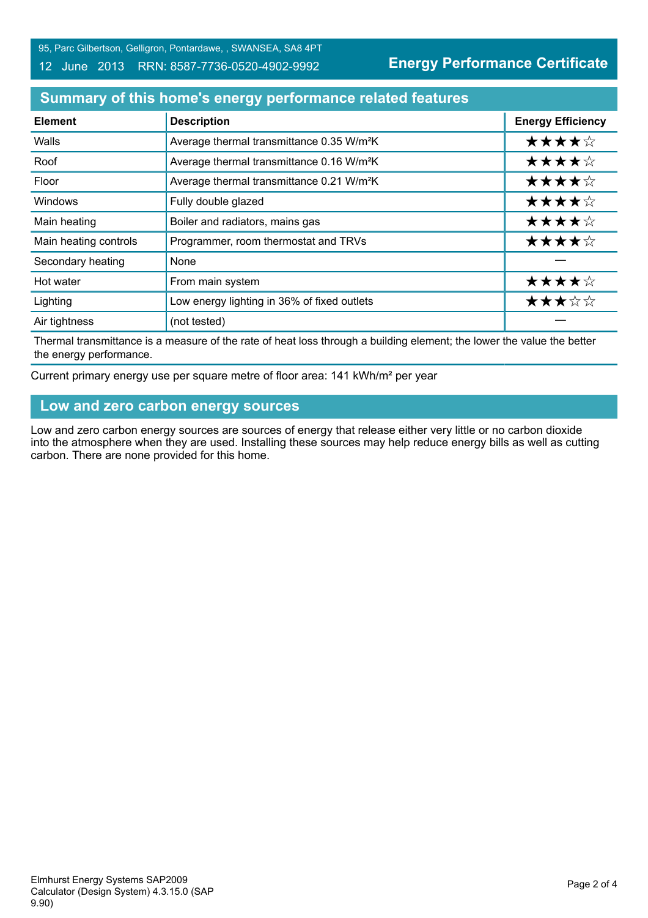95, Parc Gilbertson, Gelligron, Pontardawe, , SWANSEA, SA8 4PT

12 June 2013 RRN: 8587-7736-0520-4902-9992

**Energy Performance Certificate**

## Summary of this home's energy performance related features

| Element | Description | Energy Efficiency |
|---|---|---|
| Walls | Average thermal transmittance 0.35 W/m²K | ★★★★☆ |
| Roof | Average thermal transmittance 0.16 W/m²K | ★★★★☆ |
| Floor | Average thermal transmittance 0.21 W/m²K | ★★★★☆ |
| Windows | Fully double glazed | ★★★★☆ |
| Main heating | Boiler and radiators, mains gas | ★★★★☆ |
| Main heating controls | Programmer, room thermostat and TRVs | ★★★★☆ |
| Secondary heating | None | — |
| Hot water | From main system | ★★★★☆ |
| Lighting | Low energy lighting in 36% of fixed outlets | ★★★☆☆ |
| Air tightness | (not tested) | — |

Thermal transmittance is a measure of the rate of heat loss through a building element; the lower the value the better the energy performance.

Current primary energy use per square metre of floor area: 141 kWh/m² per year

## Low and zero carbon energy sources

Low and zero carbon energy sources are sources of energy that release either very little or no carbon dioxide into the atmosphere when they are used. Installing these sources may help reduce energy bills as well as cutting carbon. There are none provided for this home.

Elmhurst Energy Systems SAP2009 Calculator (Design System) 4.3.15.0 (SAP 9.90)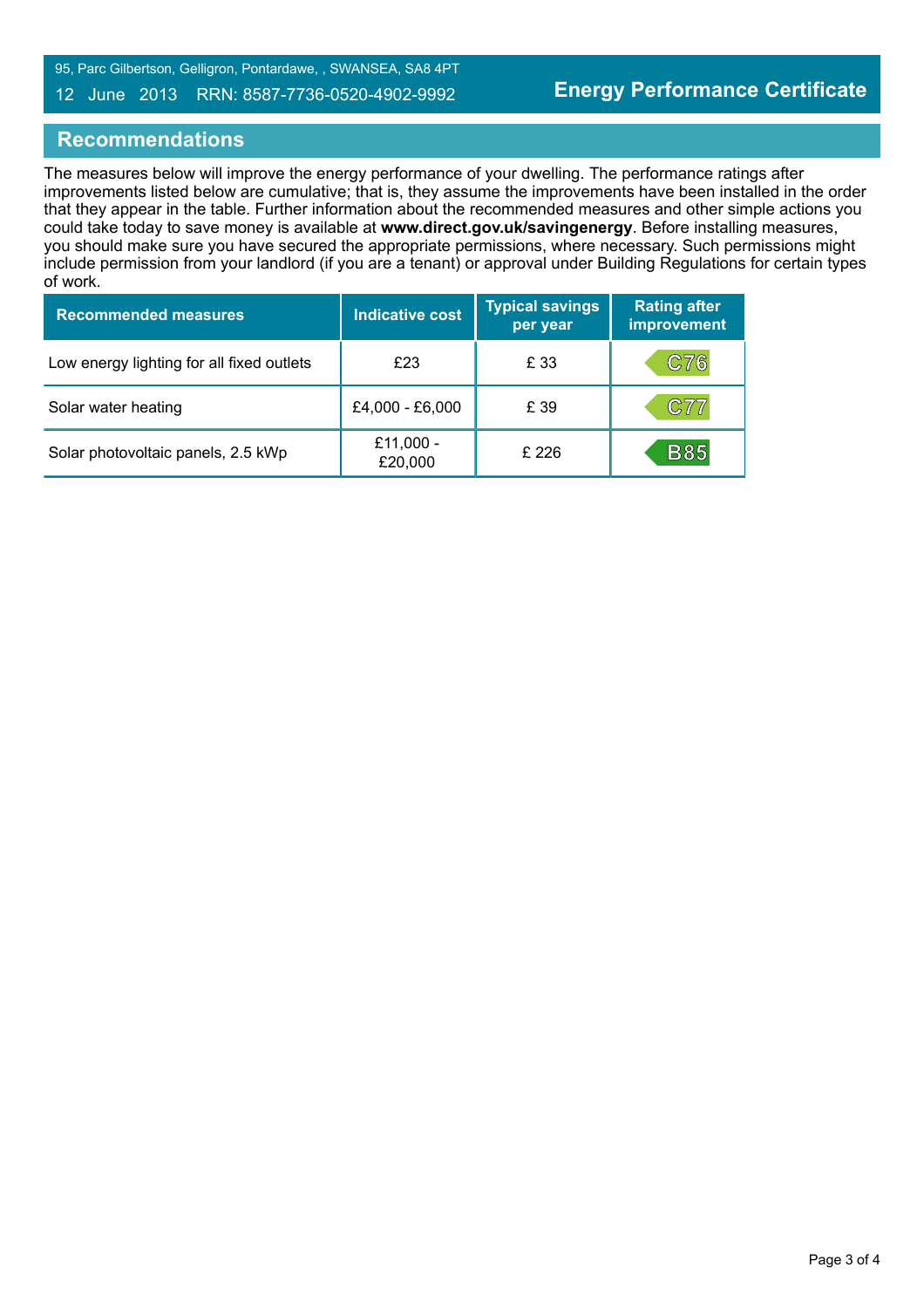## Recommendations

The measures below will improve the energy performance of your dwelling. The performance ratings after improvements listed below are cumulative; that is, they assume the improvements have been installed in the order that they appear in the table. Further information about the recommended measures and other simple actions you could take today to save money is available at **www.direct.gov.uk/savingenergy**. Before installing measures, you should make sure you have secured the appropriate permissions, where necessary. Such permissions might include permission from your landlord (if you are a tenant) or approval under Building Regulations for certain types of work.

| Recommended measures | Indicative cost | Typical savings per year | Rating after improvement |
| --- | --- | --- | --- |
| Low energy lighting for all fixed outlets | £23 | £ 33 | C76 |
| Solar water heating | £4,000 - £6,000 | £ 39 | C77 |
| Solar photovoltaic panels, 2.5 kWp | £11,000 - £20,000 | £ 226 | B85 |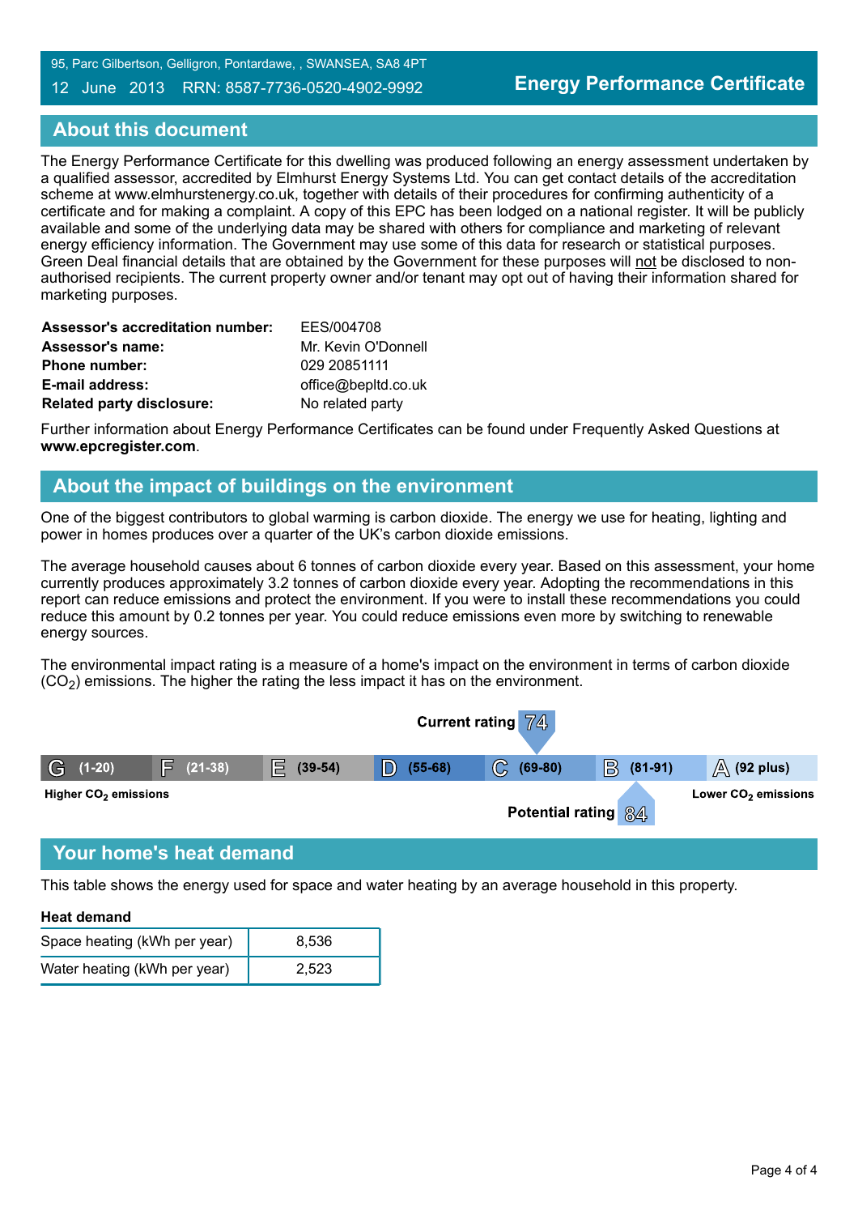95, Parc Gilbertson, Gelligron, Pontardawe, , SWANSEA, SA8 4PT

12 June 2013 RRN: 8587-7736-0520-4902-9992

**Energy Performance Certificate**

## About this document

The Energy Performance Certificate for this dwelling was produced following an energy assessment undertaken by a qualified assessor, accredited by Elmhurst Energy Systems Ltd. You can get contact details of the accreditation scheme at www.elmhurstenergy.co.uk, together with details of their procedures for confirming authenticity of a certificate and for making a complaint. A copy of this EPC has been lodged on a national register. It will be publicly available and some of the underlying data may be shared with others for compliance and marketing of relevant energy efficiency information. The Government may use some of this data for research or statistical purposes. Green Deal financial details that are obtained by the Government for these purposes will not be disclosed to non-authorised recipients. The current property owner and/or tenant may opt out of having their information shared for marketing purposes.

| | |
|---|---|
| **Assessor's accreditation number:** | EES/004708 |
| **Assessor's name:** | Mr. Kevin O'Donnell |
| **Phone number:** | 029 20851111 |
| **E-mail address:** | office@bepltd.co.uk |
| **Related party disclosure:** | No related party |

Further information about Energy Performance Certificates can be found under Frequently Asked Questions at **www.epcregister.com**.

## About the impact of buildings on the environment

One of the biggest contributors to global warming is carbon dioxide. The energy we use for heating, lighting and power in homes produces over a quarter of the UK's carbon dioxide emissions.

The average household causes about 6 tonnes of carbon dioxide every year. Based on this assessment, your home currently produces approximately 3.2 tonnes of carbon dioxide every year. Adopting the recommendations in this report can reduce emissions and protect the environment. If you were to install these recommendations you could reduce this amount by 0.2 tonnes per year. You could reduce emissions even more by switching to renewable energy sources.

The environmental impact rating is a measure of a home's impact on the environment in terms of carbon dioxide ($CO_2$) emissions. The higher the rating the less impact it has on the environment.

Current rating 74

G (1-20) F (21-38) E (39-54) D (55-68) C (69-80) B (81-91) A (92 plus)

Higher $CO_2$ emissions

Lower $CO_2$ emissions

Potential rating 84

## Your home's heat demand

This table shows the energy used for space and water heating by an average household in this property.

**Heat demand**

| | |
|---|---|
| Space heating (kWh per year) | 8,536 |
| Water heating (kWh per year) | 2,523 |